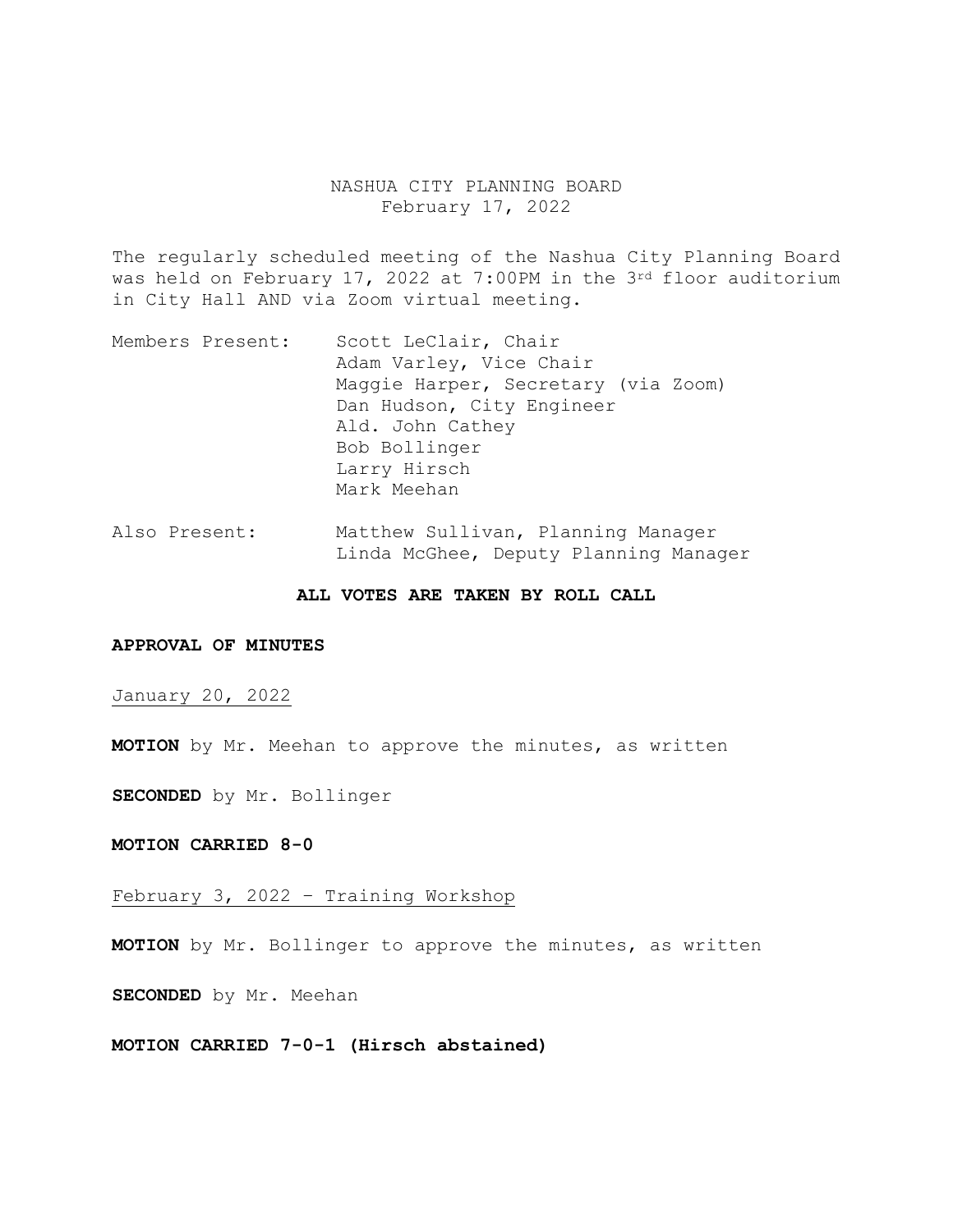# NASHUA CITY PLANNING BOARD
February 17, 2022

The regularly scheduled meeting of the Nashua City Planning Board was held on February 17, 2022 at 7:00PM in the 3rd floor auditorium in City Hall AND via Zoom virtual meeting.

Members Present: Scott LeClair, Chair
Adam Varley, Vice Chair
Maggie Harper, Secretary (via Zoom)
Dan Hudson, City Engineer
Ald. John Cathey
Bob Bollinger
Larry Hirsch
Mark Meehan

Also Present: Matthew Sullivan, Planning Manager
Linda McGhee, Deputy Planning Manager

**ALL VOTES ARE TAKEN BY ROLL CALL**

**APPROVAL OF MINUTES**

January 20, 2022

**MOTION** by Mr. Meehan to approve the minutes, as written

**SECONDED** by Mr. Bollinger

**MOTION CARRIED 8-0**

February 3, 2022 – Training Workshop

**MOTION** by Mr. Bollinger to approve the minutes, as written

**SECONDED** by Mr. Meehan

**MOTION CARRIED 7-0-1 (Hirsch abstained)**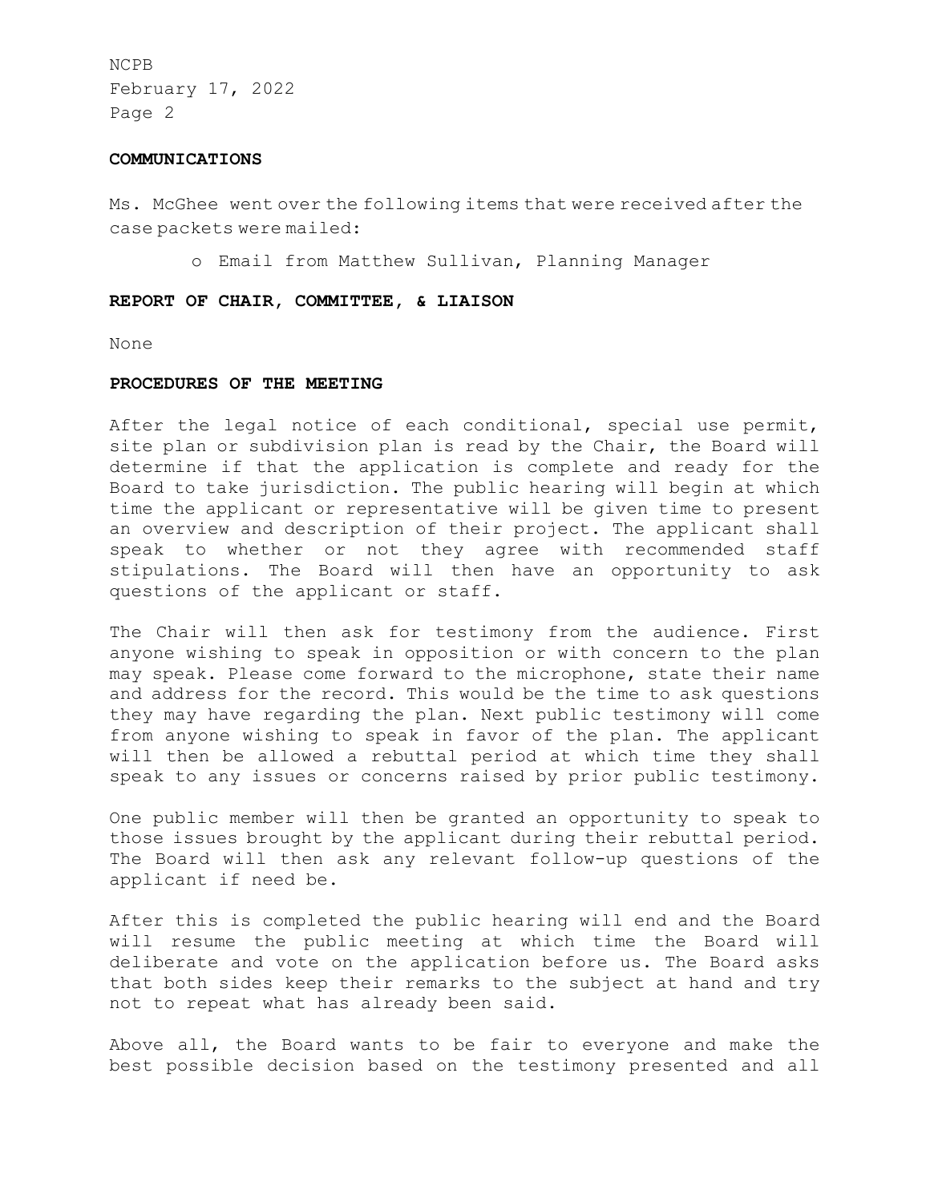## COMMUNICATIONS

Ms. McGhee went over the following items that were received after the case packets were mailed:

- Email from Matthew Sullivan, Planning Manager

## REPORT OF CHAIR, COMMITTEE, & LIAISON

None

## PROCEDURES OF THE MEETING

After the legal notice of each conditional, special use permit, site plan or subdivision plan is read by the Chair, the Board will determine if that the application is complete and ready for the Board to take jurisdiction. The public hearing will begin at which time the applicant or representative will be given time to present an overview and description of their project. The applicant shall speak to whether or not they agree with recommended staff stipulations. The Board will then have an opportunity to ask questions of the applicant or staff.

The Chair will then ask for testimony from the audience. First anyone wishing to speak in opposition or with concern to the plan may speak. Please come forward to the microphone, state their name and address for the record. This would be the time to ask questions they may have regarding the plan. Next public testimony will come from anyone wishing to speak in favor of the plan. The applicant will then be allowed a rebuttal period at which time they shall speak to any issues or concerns raised by prior public testimony.

One public member will then be granted an opportunity to speak to those issues brought by the applicant during their rebuttal period. The Board will then ask any relevant follow-up questions of the applicant if need be.

After this is completed the public hearing will end and the Board will resume the public meeting at which time the Board will deliberate and vote on the application before us. The Board asks that both sides keep their remarks to the subject at hand and try not to repeat what has already been said.

Above all, the Board wants to be fair to everyone and make the best possible decision based on the testimony presented and all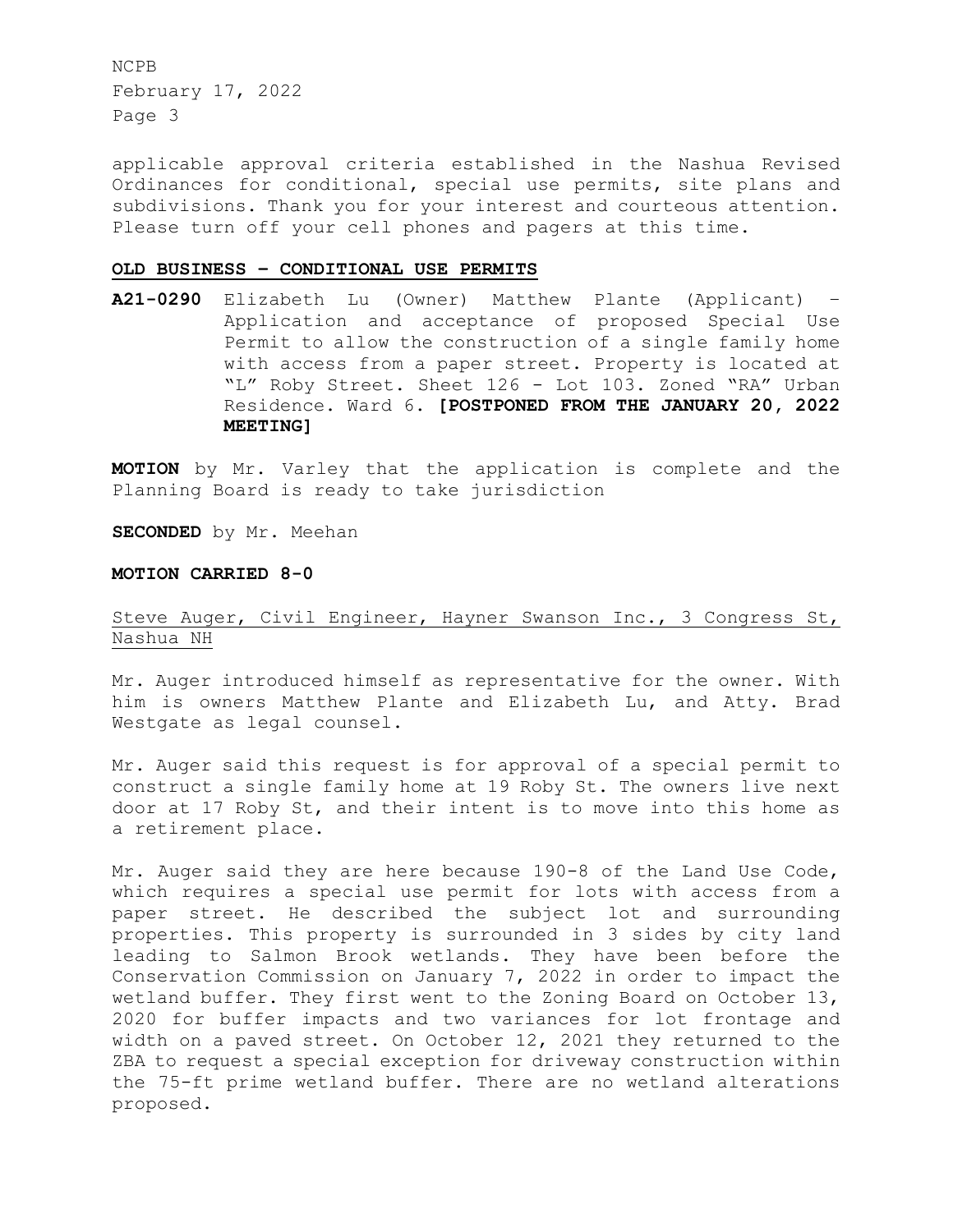applicable approval criteria established in the Nashua Revised Ordinances for conditional, special use permits, site plans and subdivisions. Thank you for your interest and courteous attention. Please turn off your cell phones and pagers at this time.

**OLD BUSINESS – CONDITIONAL USE PERMITS**

**A21-0290** Elizabeth Lu (Owner) Matthew Plante (Applicant) – Application and acceptance of proposed Special Use Permit to allow the construction of a single family home with access from a paper street. Property is located at "L" Roby Street. Sheet 126 - Lot 103. Zoned "RA" Urban Residence. Ward 6. **[POSTPONED FROM THE JANUARY 20, 2022 MEETING]**

**MOTION** by Mr. Varley that the application is complete and the Planning Board is ready to take jurisdiction

**SECONDED** by Mr. Meehan

**MOTION CARRIED 8-0**

<u>Steve Auger, Civil Engineer, Hayner Swanson Inc., 3 Congress St, Nashua NH</u>

Mr. Auger introduced himself as representative for the owner. With him is owners Matthew Plante and Elizabeth Lu, and Atty. Brad Westgate as legal counsel.

Mr. Auger said this request is for approval of a special permit to construct a single family home at 19 Roby St. The owners live next door at 17 Roby St, and their intent is to move into this home as a retirement place.

Mr. Auger said they are here because 190-8 of the Land Use Code, which requires a special use permit for lots with access from a paper street. He described the subject lot and surrounding properties. This property is surrounded in 3 sides by city land leading to Salmon Brook wetlands. They have been before the Conservation Commission on January 7, 2022 in order to impact the wetland buffer. They first went to the Zoning Board on October 13, 2020 for buffer impacts and two variances for lot frontage and width on a paved street. On October 12, 2021 they returned to the ZBA to request a special exception for driveway construction within the 75-ft prime wetland buffer. There are no wetland alterations proposed.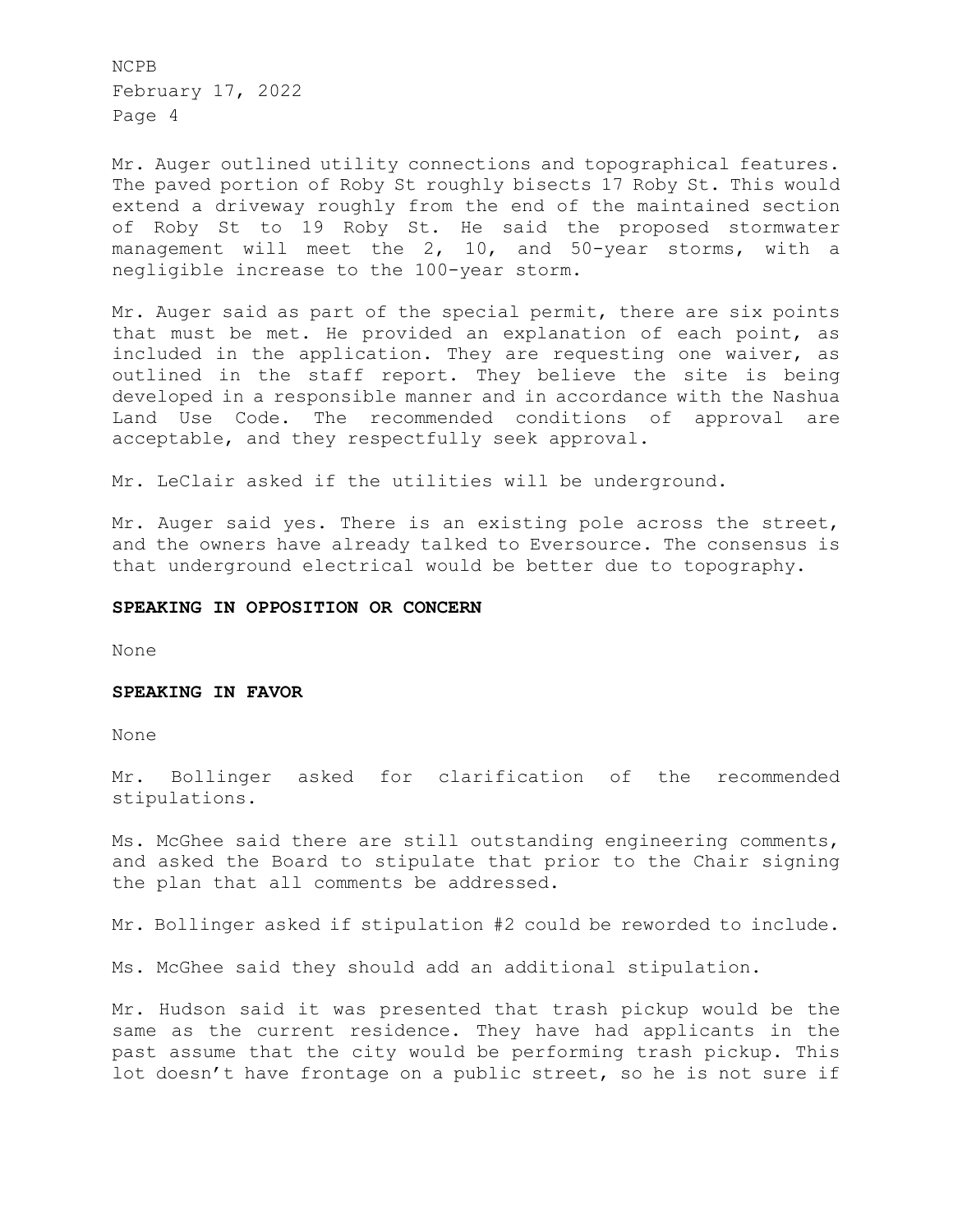Mr. Auger outlined utility connections and topographical features. The paved portion of Roby St roughly bisects 17 Roby St. This would extend a driveway roughly from the end of the maintained section of Roby St to 19 Roby St. He said the proposed stormwater management will meet the 2, 10, and 50-year storms, with a negligible increase to the 100-year storm.

Mr. Auger said as part of the special permit, there are six points that must be met. He provided an explanation of each point, as included in the application. They are requesting one waiver, as outlined in the staff report. They believe the site is being developed in a responsible manner and in accordance with the Nashua Land Use Code. The recommended conditions of approval are acceptable, and they respectfully seek approval.

Mr. LeClair asked if the utilities will be underground.

Mr. Auger said yes. There is an existing pole across the street, and the owners have already talked to Eversource. The consensus is that underground electrical would be better due to topography.

**SPEAKING IN OPPOSITION OR CONCERN**

None

**SPEAKING IN FAVOR**

None

Mr. Bollinger asked for clarification of the recommended stipulations.

Ms. McGhee said there are still outstanding engineering comments, and asked the Board to stipulate that prior to the Chair signing the plan that all comments be addressed.

Mr. Bollinger asked if stipulation #2 could be reworded to include.

Ms. McGhee said they should add an additional stipulation.

Mr. Hudson said it was presented that trash pickup would be the same as the current residence. They have had applicants in the past assume that the city would be performing trash pickup. This lot doesn't have frontage on a public street, so he is not sure if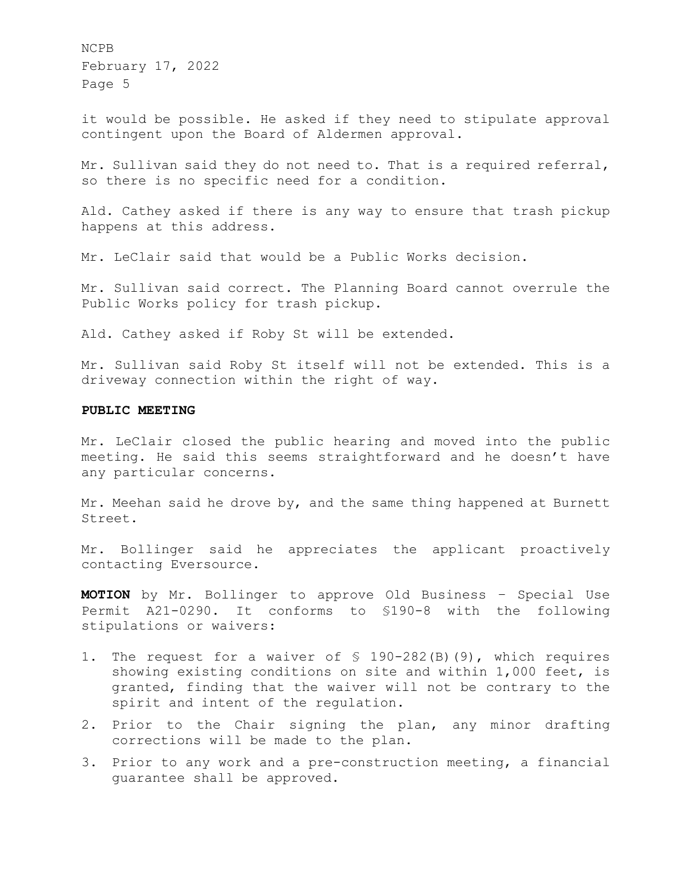it would be possible. He asked if they need to stipulate approval contingent upon the Board of Aldermen approval.

Mr. Sullivan said they do not need to. That is a required referral, so there is no specific need for a condition.

Ald. Cathey asked if there is any way to ensure that trash pickup happens at this address.

Mr. LeClair said that would be a Public Works decision.

Mr. Sullivan said correct. The Planning Board cannot overrule the Public Works policy for trash pickup.

Ald. Cathey asked if Roby St will be extended.

Mr. Sullivan said Roby St itself will not be extended. This is a driveway connection within the right of way.

**PUBLIC MEETING**

Mr. LeClair closed the public hearing and moved into the public meeting. He said this seems straightforward and he doesn't have any particular concerns.

Mr. Meehan said he drove by, and the same thing happened at Burnett Street.

Mr. Bollinger said he appreciates the applicant proactively contacting Eversource.

**MOTION** by Mr. Bollinger to approve Old Business – Special Use Permit A21-0290. It conforms to §190-8 with the following stipulations or waivers:

1. The request for a waiver of § 190-282(B)(9), which requires showing existing conditions on site and within 1,000 feet, is granted, finding that the waiver will not be contrary to the spirit and intent of the regulation.
2. Prior to the Chair signing the plan, any minor drafting corrections will be made to the plan.
3. Prior to any work and a pre-construction meeting, a financial guarantee shall be approved.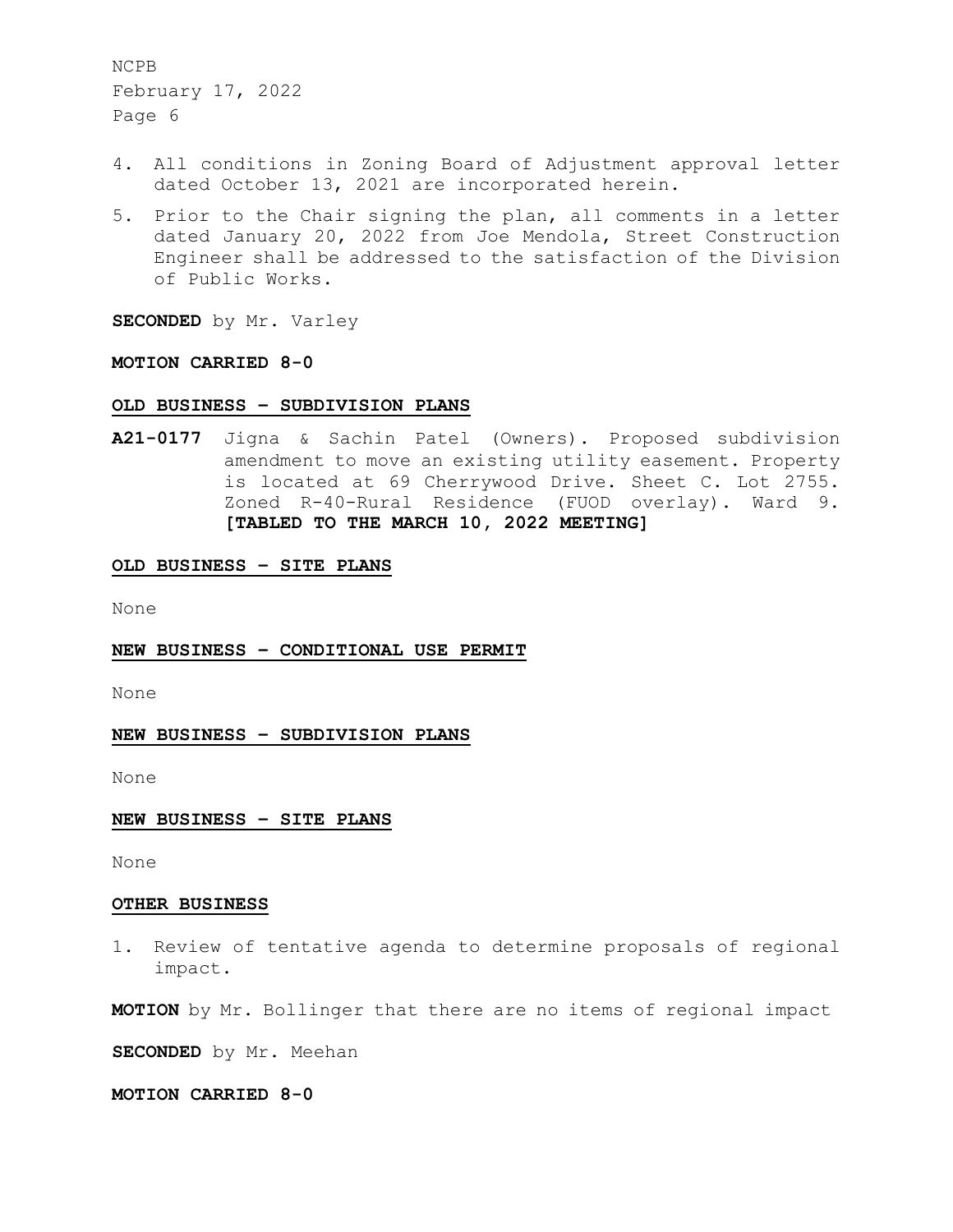4. All conditions in Zoning Board of Adjustment approval letter dated October 13, 2021 are incorporated herein.
5. Prior to the Chair signing the plan, all comments in a letter dated January 20, 2022 from Joe Mendola, Street Construction Engineer shall be addressed to the satisfaction of the Division of Public Works.

**SECONDED** by Mr. Varley

**MOTION CARRIED 8-0**

**OLD BUSINESS – SUBDIVISION PLANS**

**A21-0177** Jigna & Sachin Patel (Owners). Proposed subdivision amendment to move an existing utility easement. Property is located at 69 Cherrywood Drive. Sheet C. Lot 2755. Zoned R-40-Rural Residence (FUOD overlay). Ward 9. **[TABLED TO THE MARCH 10, 2022 MEETING]**

**OLD BUSINESS – SITE PLANS**

None

**NEW BUSINESS – CONDITIONAL USE PERMIT**

None

**NEW BUSINESS – SUBDIVISION PLANS**

None

**NEW BUSINESS – SITE PLANS**

None

**OTHER BUSINESS**

1. Review of tentative agenda to determine proposals of regional impact.

**MOTION** by Mr. Bollinger that there are no items of regional impact

**SECONDED** by Mr. Meehan

**MOTION CARRIED 8-0**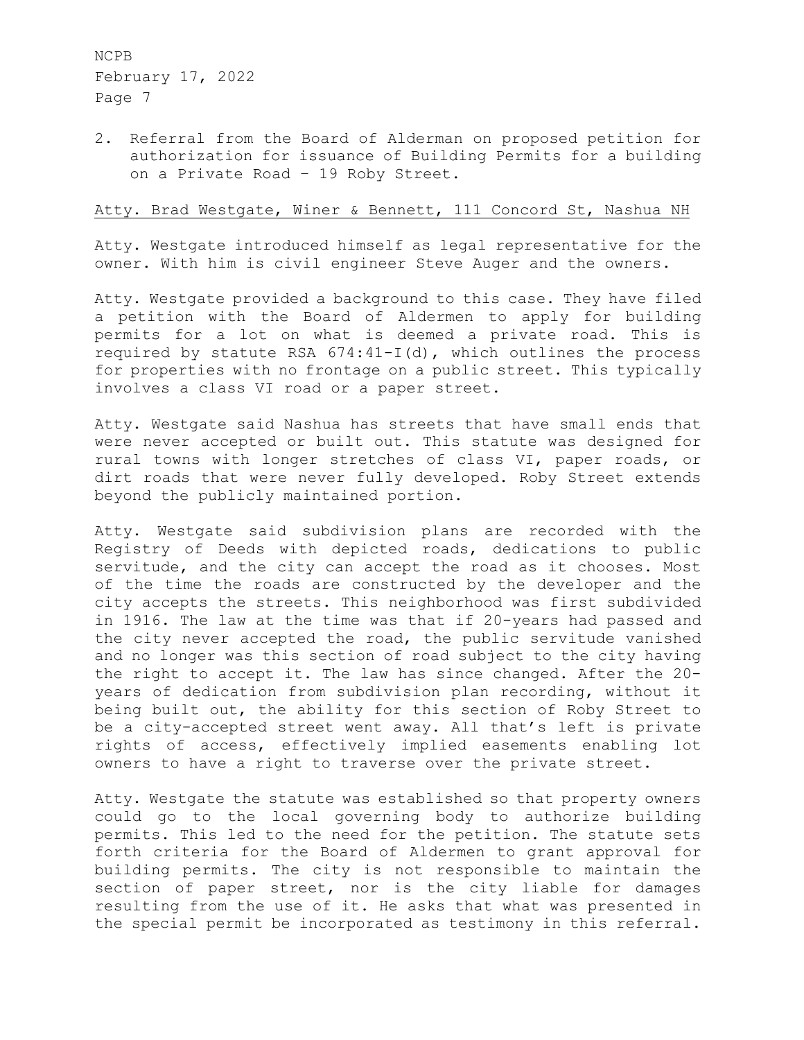2. Referral from the Board of Alderman on proposed petition for authorization for issuance of Building Permits for a building on a Private Road – 19 Roby Street.

<u>Atty. Brad Westgate, Winer & Bennett, 111 Concord St, Nashua NH</u>

Atty. Westgate introduced himself as legal representative for the owner. With him is civil engineer Steve Auger and the owners.

Atty. Westgate provided a background to this case. They have filed a petition with the Board of Aldermen to apply for building permits for a lot on what is deemed a private road. This is required by statute RSA 674:41-I(d), which outlines the process for properties with no frontage on a public street. This typically involves a class VI road or a paper street.

Atty. Westgate said Nashua has streets that have small ends that were never accepted or built out. This statute was designed for rural towns with longer stretches of class VI, paper roads, or dirt roads that were never fully developed. Roby Street extends beyond the publicly maintained portion.

Atty. Westgate said subdivision plans are recorded with the Registry of Deeds with depicted roads, dedications to public servitude, and the city can accept the road as it chooses. Most of the time the roads are constructed by the developer and the city accepts the streets. This neighborhood was first subdivided in 1916. The law at the time was that if 20-years had passed and the city never accepted the road, the public servitude vanished and no longer was this section of road subject to the city having the right to accept it. The law has since changed. After the 20-years of dedication from subdivision plan recording, without it being built out, the ability for this section of Roby Street to be a city-accepted street went away. All that's left is private rights of access, effectively implied easements enabling lot owners to have a right to traverse over the private street.

Atty. Westgate the statute was established so that property owners could go to the local governing body to authorize building permits. This led to the need for the petition. The statute sets forth criteria for the Board of Aldermen to grant approval for building permits. The city is not responsible to maintain the section of paper street, nor is the city liable for damages resulting from the use of it. He asks that what was presented in the special permit be incorporated as testimony in this referral.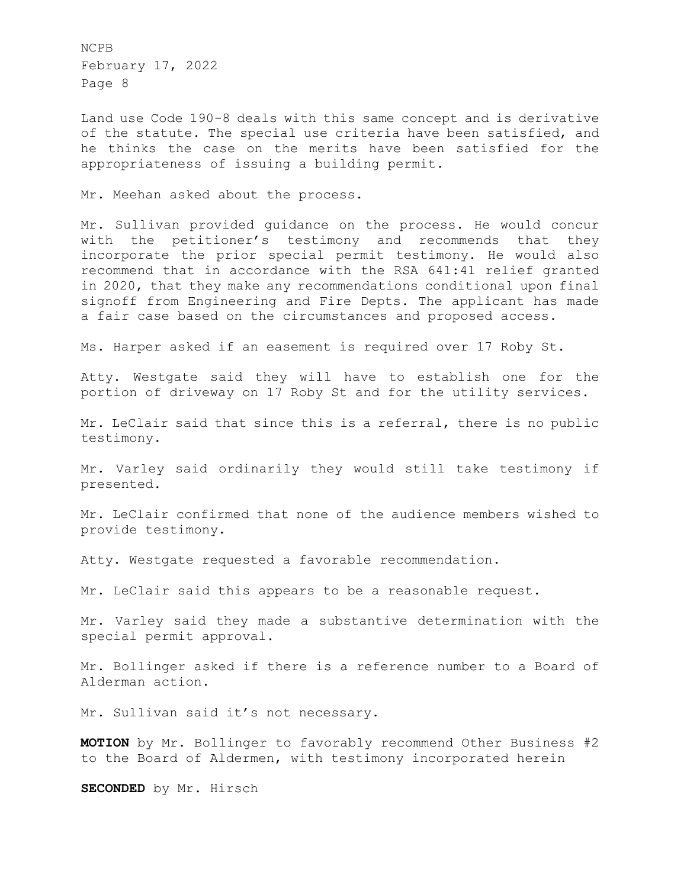Land use Code 190-8 deals with this same concept and is derivative of the statute. The special use criteria have been satisfied, and he thinks the case on the merits have been satisfied for the appropriateness of issuing a building permit.

Mr. Meehan asked about the process.

Mr. Sullivan provided guidance on the process. He would concur with the petitioner's testimony and recommends that they incorporate the prior special permit testimony. He would also recommend that in accordance with the RSA 641:41 relief granted in 2020, that they make any recommendations conditional upon final signoff from Engineering and Fire Depts. The applicant has made a fair case based on the circumstances and proposed access.

Ms. Harper asked if an easement is required over 17 Roby St.

Atty. Westgate said they will have to establish one for the portion of driveway on 17 Roby St and for the utility services.

Mr. LeClair said that since this is a referral, there is no public testimony.

Mr. Varley said ordinarily they would still take testimony if presented.

Mr. LeClair confirmed that none of the audience members wished to provide testimony.

Atty. Westgate requested a favorable recommendation.

Mr. LeClair said this appears to be a reasonable request.

Mr. Varley said they made a substantive determination with the special permit approval.

Mr. Bollinger asked if there is a reference number to a Board of Alderman action.

Mr. Sullivan said it's not necessary.

**MOTION** by Mr. Bollinger to favorably recommend Other Business #2 to the Board of Aldermen, with testimony incorporated herein

**SECONDED** by Mr. Hirsch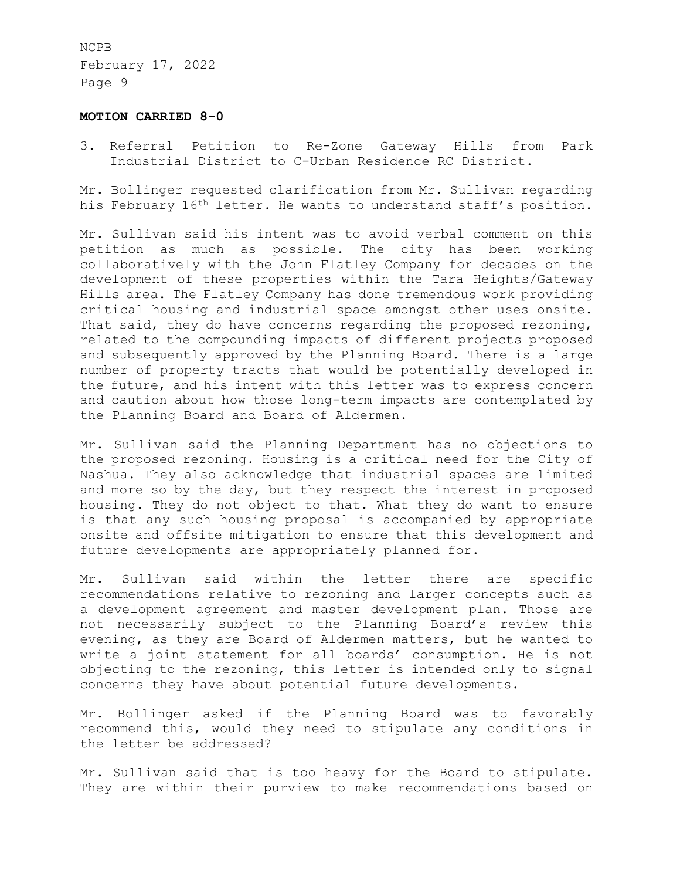**MOTION CARRIED 8-0**

3. Referral Petition to Re-Zone Gateway Hills from Park Industrial District to C-Urban Residence RC District.

Mr. Bollinger requested clarification from Mr. Sullivan regarding his February 16th letter. He wants to understand staff's position.

Mr. Sullivan said his intent was to avoid verbal comment on this petition as much as possible. The city has been working collaboratively with the John Flatley Company for decades on the development of these properties within the Tara Heights/Gateway Hills area. The Flatley Company has done tremendous work providing critical housing and industrial space amongst other uses onsite. That said, they do have concerns regarding the proposed rezoning, related to the compounding impacts of different projects proposed and subsequently approved by the Planning Board. There is a large number of property tracts that would be potentially developed in the future, and his intent with this letter was to express concern and caution about how those long-term impacts are contemplated by the Planning Board and Board of Aldermen.

Mr. Sullivan said the Planning Department has no objections to the proposed rezoning. Housing is a critical need for the City of Nashua. They also acknowledge that industrial spaces are limited and more so by the day, but they respect the interest in proposed housing. They do not object to that. What they do want to ensure is that any such housing proposal is accompanied by appropriate onsite and offsite mitigation to ensure that this development and future developments are appropriately planned for.

Mr. Sullivan said within the letter there are specific recommendations relative to rezoning and larger concepts such as a development agreement and master development plan. Those are not necessarily subject to the Planning Board's review this evening, as they are Board of Aldermen matters, but he wanted to write a joint statement for all boards' consumption. He is not objecting to the rezoning, this letter is intended only to signal concerns they have about potential future developments.

Mr. Bollinger asked if the Planning Board was to favorably recommend this, would they need to stipulate any conditions in the letter be addressed?

Mr. Sullivan said that is too heavy for the Board to stipulate. They are within their purview to make recommendations based on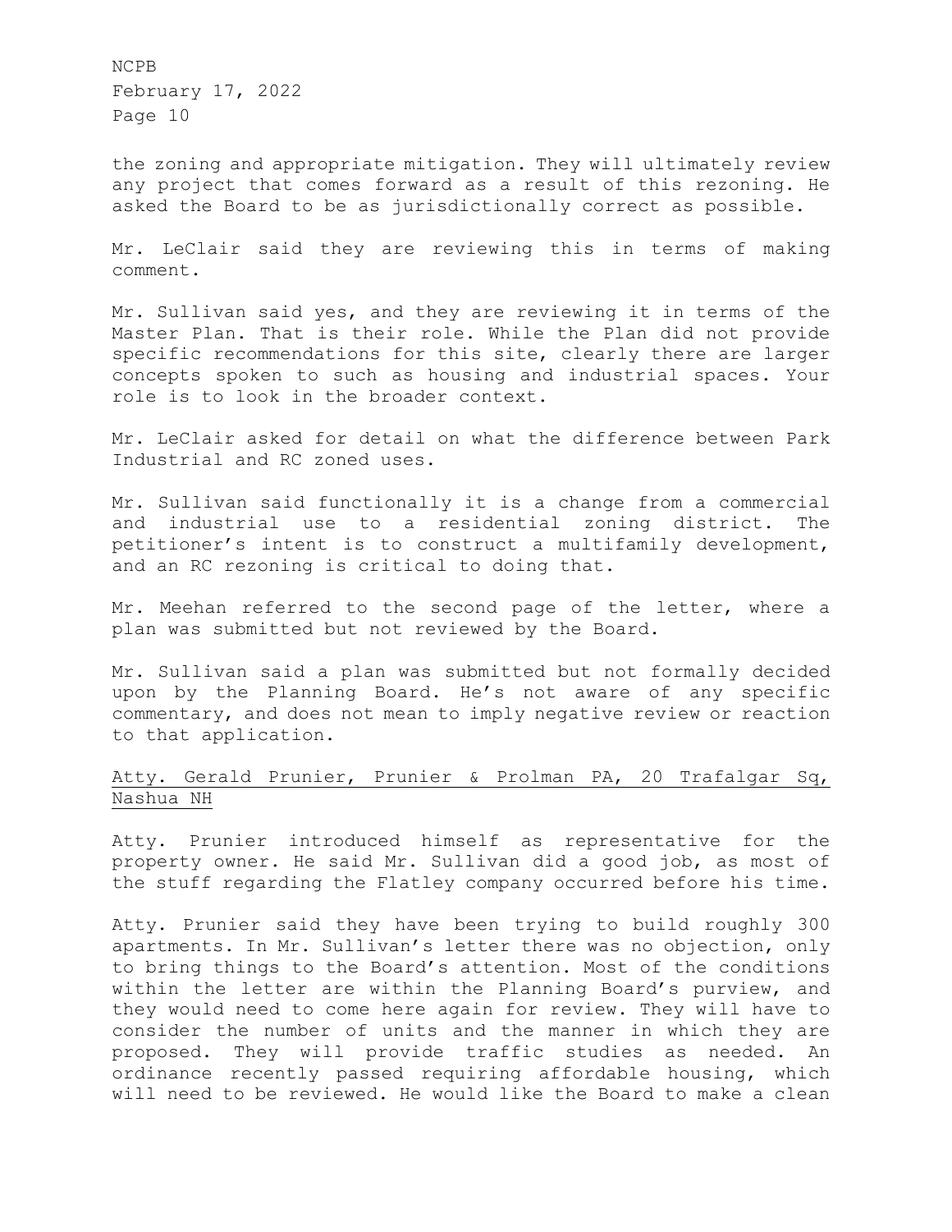the zoning and appropriate mitigation. They will ultimately review any project that comes forward as a result of this rezoning. He asked the Board to be as jurisdictionally correct as possible.

Mr. LeClair said they are reviewing this in terms of making comment.

Mr. Sullivan said yes, and they are reviewing it in terms of the Master Plan. That is their role. While the Plan did not provide specific recommendations for this site, clearly there are larger concepts spoken to such as housing and industrial spaces. Your role is to look in the broader context.

Mr. LeClair asked for detail on what the difference between Park Industrial and RC zoned uses.

Mr. Sullivan said functionally it is a change from a commercial and industrial use to a residential zoning district. The petitioner's intent is to construct a multifamily development, and an RC rezoning is critical to doing that.

Mr. Meehan referred to the second page of the letter, where a plan was submitted but not reviewed by the Board.

Mr. Sullivan said a plan was submitted but not formally decided upon by the Planning Board. He's not aware of any specific commentary, and does not mean to imply negative review or reaction to that application.

<u>Atty. Gerald Prunier, Prunier & Prolman PA, 20 Trafalgar Sq, Nashua NH</u>

Atty. Prunier introduced himself as representative for the property owner. He said Mr. Sullivan did a good job, as most of the stuff regarding the Flatley company occurred before his time.

Atty. Prunier said they have been trying to build roughly 300 apartments. In Mr. Sullivan's letter there was no objection, only to bring things to the Board's attention. Most of the conditions within the letter are within the Planning Board's purview, and they would need to come here again for review. They will have to consider the number of units and the manner in which they are proposed. They will provide traffic studies as needed. An ordinance recently passed requiring affordable housing, which will need to be reviewed. He would like the Board to make a clean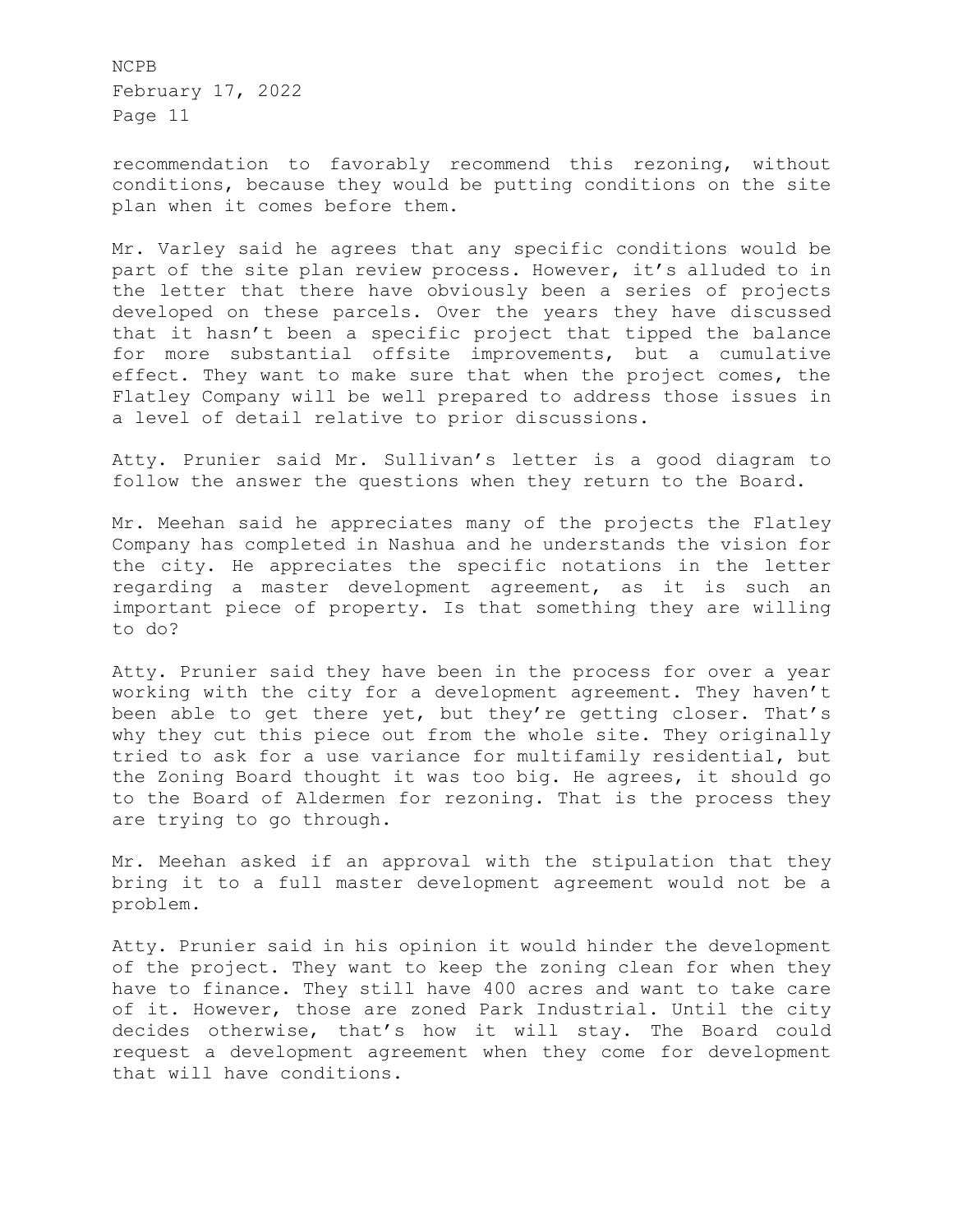recommendation to favorably recommend this rezoning, without conditions, because they would be putting conditions on the site plan when it comes before them.

Mr. Varley said he agrees that any specific conditions would be part of the site plan review process. However, it's alluded to in the letter that there have obviously been a series of projects developed on these parcels. Over the years they have discussed that it hasn't been a specific project that tipped the balance for more substantial offsite improvements, but a cumulative effect. They want to make sure that when the project comes, the Flatley Company will be well prepared to address those issues in a level of detail relative to prior discussions.

Atty. Prunier said Mr. Sullivan's letter is a good diagram to follow the answer the questions when they return to the Board.

Mr. Meehan said he appreciates many of the projects the Flatley Company has completed in Nashua and he understands the vision for the city. He appreciates the specific notations in the letter regarding a master development agreement, as it is such an important piece of property. Is that something they are willing to do?

Atty. Prunier said they have been in the process for over a year working with the city for a development agreement. They haven't been able to get there yet, but they're getting closer. That's why they cut this piece out from the whole site. They originally tried to ask for a use variance for multifamily residential, but the Zoning Board thought it was too big. He agrees, it should go to the Board of Aldermen for rezoning. That is the process they are trying to go through.

Mr. Meehan asked if an approval with the stipulation that they bring it to a full master development agreement would not be a problem.

Atty. Prunier said in his opinion it would hinder the development of the project. They want to keep the zoning clean for when they have to finance. They still have 400 acres and want to take care of it. However, those are zoned Park Industrial. Until the city decides otherwise, that's how it will stay. The Board could request a development agreement when they come for development that will have conditions.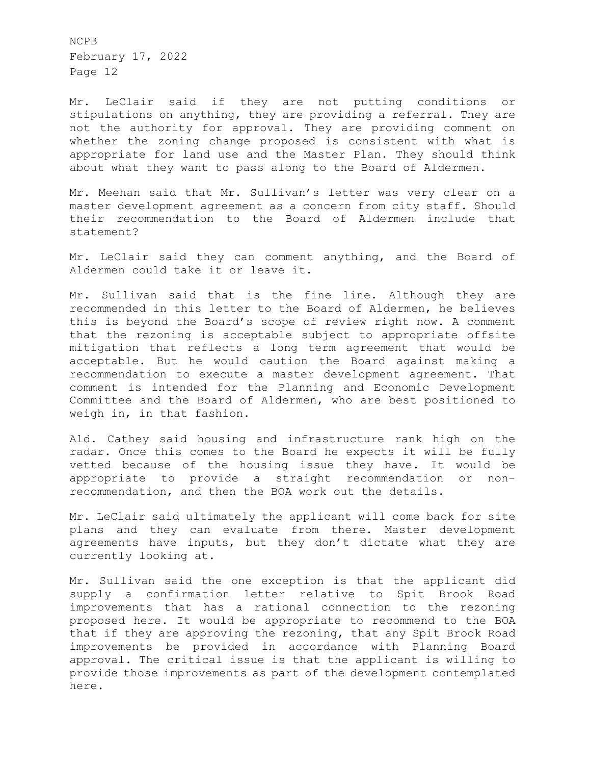Mr. LeClair said if they are not putting conditions or stipulations on anything, they are providing a referral. They are not the authority for approval. They are providing comment on whether the zoning change proposed is consistent with what is appropriate for land use and the Master Plan. They should think about what they want to pass along to the Board of Aldermen.

Mr. Meehan said that Mr. Sullivan's letter was very clear on a master development agreement as a concern from city staff. Should their recommendation to the Board of Aldermen include that statement?

Mr. LeClair said they can comment anything, and the Board of Aldermen could take it or leave it.

Mr. Sullivan said that is the fine line. Although they are recommended in this letter to the Board of Aldermen, he believes this is beyond the Board's scope of review right now. A comment that the rezoning is acceptable subject to appropriate offsite mitigation that reflects a long term agreement that would be acceptable. But he would caution the Board against making a recommendation to execute a master development agreement. That comment is intended for the Planning and Economic Development Committee and the Board of Aldermen, who are best positioned to weigh in, in that fashion.

Ald. Cathey said housing and infrastructure rank high on the radar. Once this comes to the Board he expects it will be fully vetted because of the housing issue they have. It would be appropriate to provide a straight recommendation or non-recommendation, and then the BOA work out the details.

Mr. LeClair said ultimately the applicant will come back for site plans and they can evaluate from there. Master development agreements have inputs, but they don't dictate what they are currently looking at.

Mr. Sullivan said the one exception is that the applicant did supply a confirmation letter relative to Spit Brook Road improvements that has a rational connection to the rezoning proposed here. It would be appropriate to recommend to the BOA that if they are approving the rezoning, that any Spit Brook Road improvements be provided in accordance with Planning Board approval. The critical issue is that the applicant is willing to provide those improvements as part of the development contemplated here.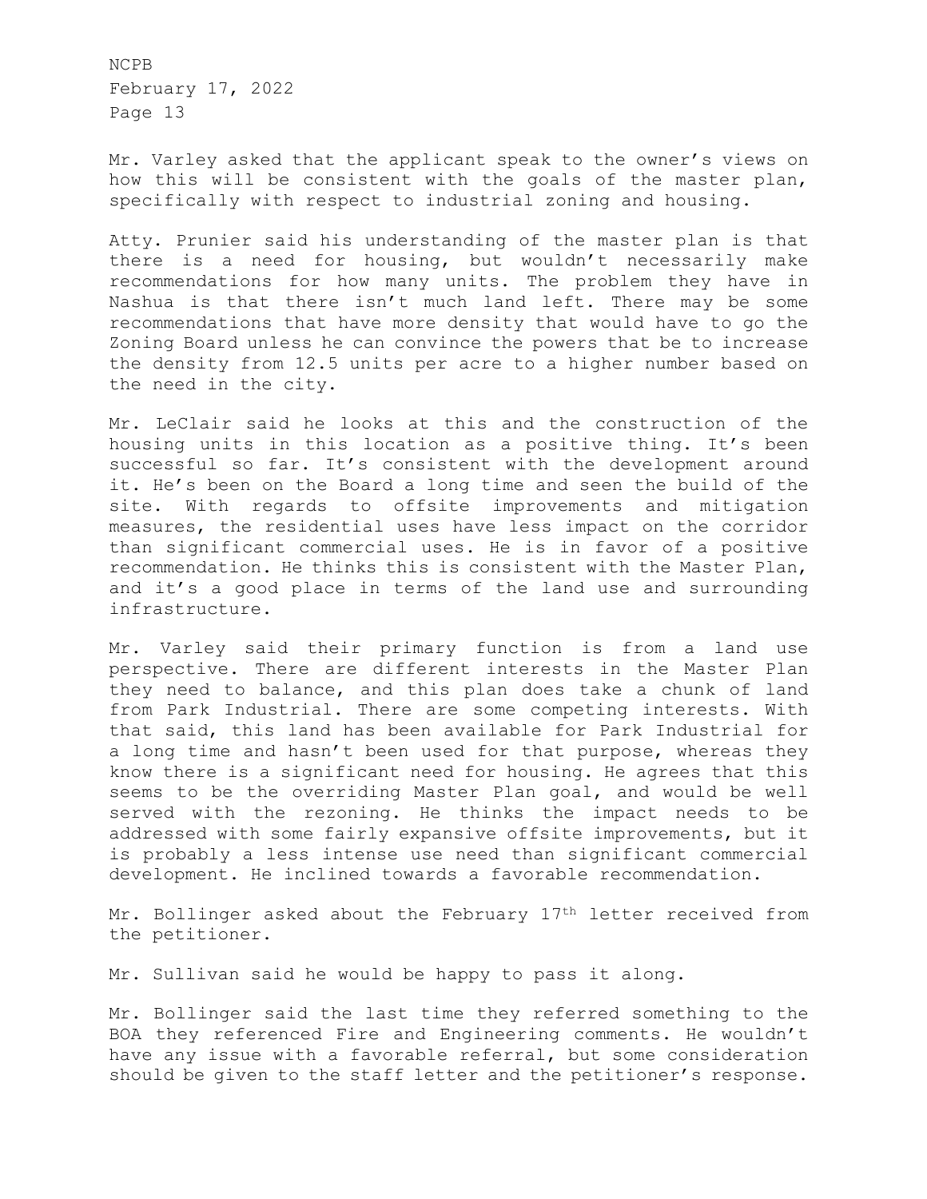Mr. Varley asked that the applicant speak to the owner's views on how this will be consistent with the goals of the master plan, specifically with respect to industrial zoning and housing.

Atty. Prunier said his understanding of the master plan is that there is a need for housing, but wouldn't necessarily make recommendations for how many units. The problem they have in Nashua is that there isn't much land left. There may be some recommendations that have more density that would have to go the Zoning Board unless he can convince the powers that be to increase the density from 12.5 units per acre to a higher number based on the need in the city.

Mr. LeClair said he looks at this and the construction of the housing units in this location as a positive thing. It's been successful so far. It's consistent with the development around it. He's been on the Board a long time and seen the build of the site. With regards to offsite improvements and mitigation measures, the residential uses have less impact on the corridor than significant commercial uses. He is in favor of a positive recommendation. He thinks this is consistent with the Master Plan, and it's a good place in terms of the land use and surrounding infrastructure.

Mr. Varley said their primary function is from a land use perspective. There are different interests in the Master Plan they need to balance, and this plan does take a chunk of land from Park Industrial. There are some competing interests. With that said, this land has been available for Park Industrial for a long time and hasn't been used for that purpose, whereas they know there is a significant need for housing. He agrees that this seems to be the overriding Master Plan goal, and would be well served with the rezoning. He thinks the impact needs to be addressed with some fairly expansive offsite improvements, but it is probably a less intense use need than significant commercial development. He inclined towards a favorable recommendation.

Mr. Bollinger asked about the February 17th letter received from the petitioner.

Mr. Sullivan said he would be happy to pass it along.

Mr. Bollinger said the last time they referred something to the BOA they referenced Fire and Engineering comments. He wouldn't have any issue with a favorable referral, but some consideration should be given to the staff letter and the petitioner's response.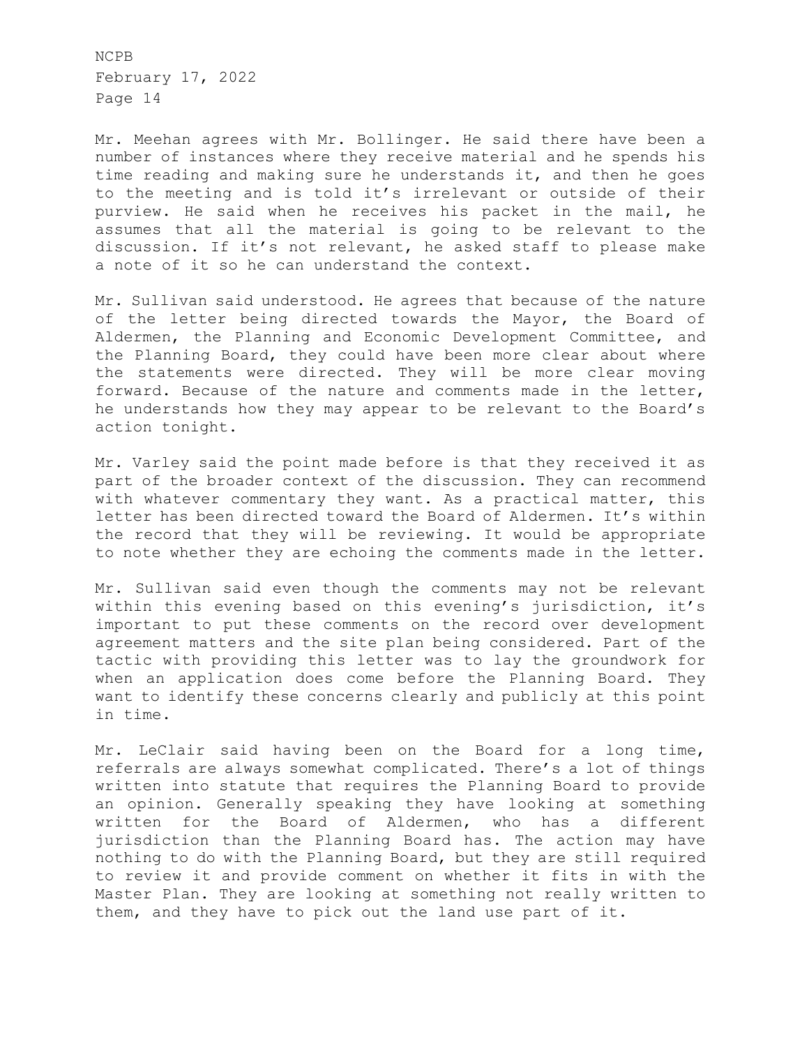Mr. Meehan agrees with Mr. Bollinger. He said there have been a number of instances where they receive material and he spends his time reading and making sure he understands it, and then he goes to the meeting and is told it's irrelevant or outside of their purview. He said when he receives his packet in the mail, he assumes that all the material is going to be relevant to the discussion. If it's not relevant, he asked staff to please make a note of it so he can understand the context.

Mr. Sullivan said understood. He agrees that because of the nature of the letter being directed towards the Mayor, the Board of Aldermen, the Planning and Economic Development Committee, and the Planning Board, they could have been more clear about where the statements were directed. They will be more clear moving forward. Because of the nature and comments made in the letter, he understands how they may appear to be relevant to the Board's action tonight.

Mr. Varley said the point made before is that they received it as part of the broader context of the discussion. They can recommend with whatever commentary they want. As a practical matter, this letter has been directed toward the Board of Aldermen. It's within the record that they will be reviewing. It would be appropriate to note whether they are echoing the comments made in the letter.

Mr. Sullivan said even though the comments may not be relevant within this evening based on this evening's jurisdiction, it's important to put these comments on the record over development agreement matters and the site plan being considered. Part of the tactic with providing this letter was to lay the groundwork for when an application does come before the Planning Board. They want to identify these concerns clearly and publicly at this point in time.

Mr. LeClair said having been on the Board for a long time, referrals are always somewhat complicated. There's a lot of things written into statute that requires the Planning Board to provide an opinion. Generally speaking they have looking at something written for the Board of Aldermen, who has a different jurisdiction than the Planning Board has. The action may have nothing to do with the Planning Board, but they are still required to review it and provide comment on whether it fits in with the Master Plan. They are looking at something not really written to them, and they have to pick out the land use part of it.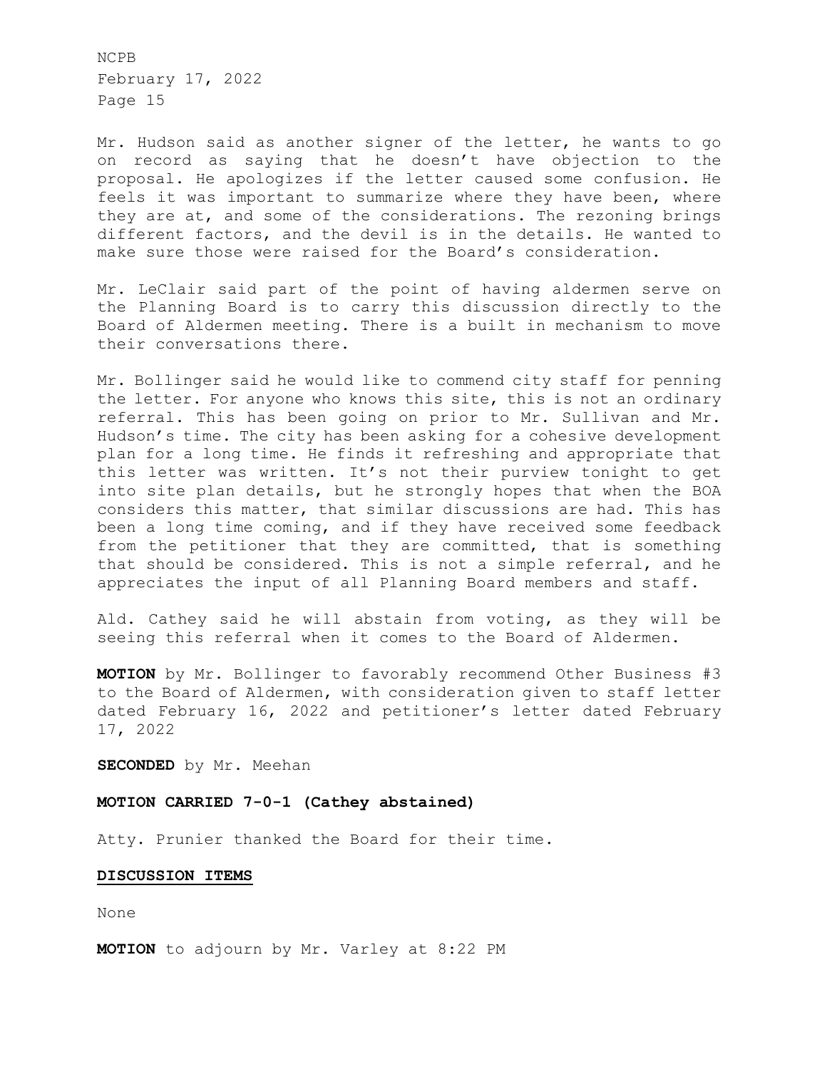Mr. Hudson said as another signer of the letter, he wants to go on record as saying that he doesn't have objection to the proposal. He apologizes if the letter caused some confusion. He feels it was important to summarize where they have been, where they are at, and some of the considerations. The rezoning brings different factors, and the devil is in the details. He wanted to make sure those were raised for the Board's consideration.

Mr. LeClair said part of the point of having aldermen serve on the Planning Board is to carry this discussion directly to the Board of Aldermen meeting. There is a built in mechanism to move their conversations there.

Mr. Bollinger said he would like to commend city staff for penning the letter. For anyone who knows this site, this is not an ordinary referral. This has been going on prior to Mr. Sullivan and Mr. Hudson's time. The city has been asking for a cohesive development plan for a long time. He finds it refreshing and appropriate that this letter was written. It's not their purview tonight to get into site plan details, but he strongly hopes that when the BOA considers this matter, that similar discussions are had. This has been a long time coming, and if they have received some feedback from the petitioner that they are committed, that is something that should be considered. This is not a simple referral, and he appreciates the input of all Planning Board members and staff.

Ald. Cathey said he will abstain from voting, as they will be seeing this referral when it comes to the Board of Aldermen.

**MOTION** by Mr. Bollinger to favorably recommend Other Business #3 to the Board of Aldermen, with consideration given to staff letter dated February 16, 2022 and petitioner's letter dated February 17, 2022

**SECONDED** by Mr. Meehan

**MOTION CARRIED 7-0-1 (Cathey abstained)**

Atty. Prunier thanked the Board for their time.

## DISCUSSION ITEMS

None

**MOTION** to adjourn by Mr. Varley at 8:22 PM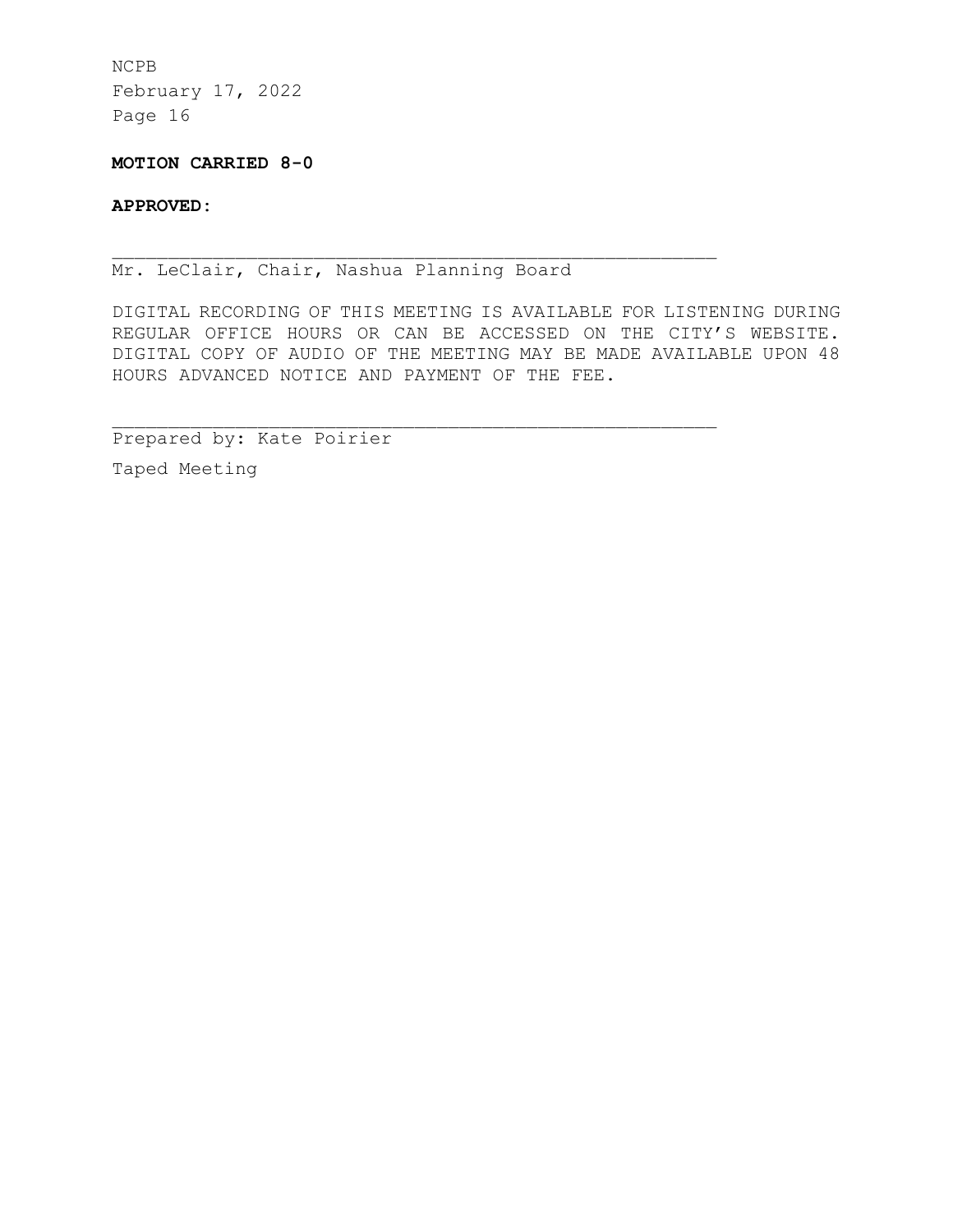**MOTION CARRIED 8-0**

**APPROVED:**

\_\_\_\_\_\_\_\_\_\_\_\_\_\_\_\_\_\_\_\_\_\_\_\_\_\_\_\_\_\_\_\_\_\_\_\_\_\_\_\_\_\_\_\_\_\_\_\_

Mr. LeClair, Chair, Nashua Planning Board

DIGITAL RECORDING OF THIS MEETING IS AVAILABLE FOR LISTENING DURING REGULAR OFFICE HOURS OR CAN BE ACCESSED ON THE CITY'S WEBSITE. DIGITAL COPY OF AUDIO OF THE MEETING MAY BE MADE AVAILABLE UPON 48 HOURS ADVANCED NOTICE AND PAYMENT OF THE FEE.

\_\_\_\_\_\_\_\_\_\_\_\_\_\_\_\_\_\_\_\_\_\_\_\_\_\_\_\_\_\_\_\_\_\_\_\_\_\_\_\_\_\_\_\_\_\_\_\_

Prepared by: Kate Poirier

Taped Meeting